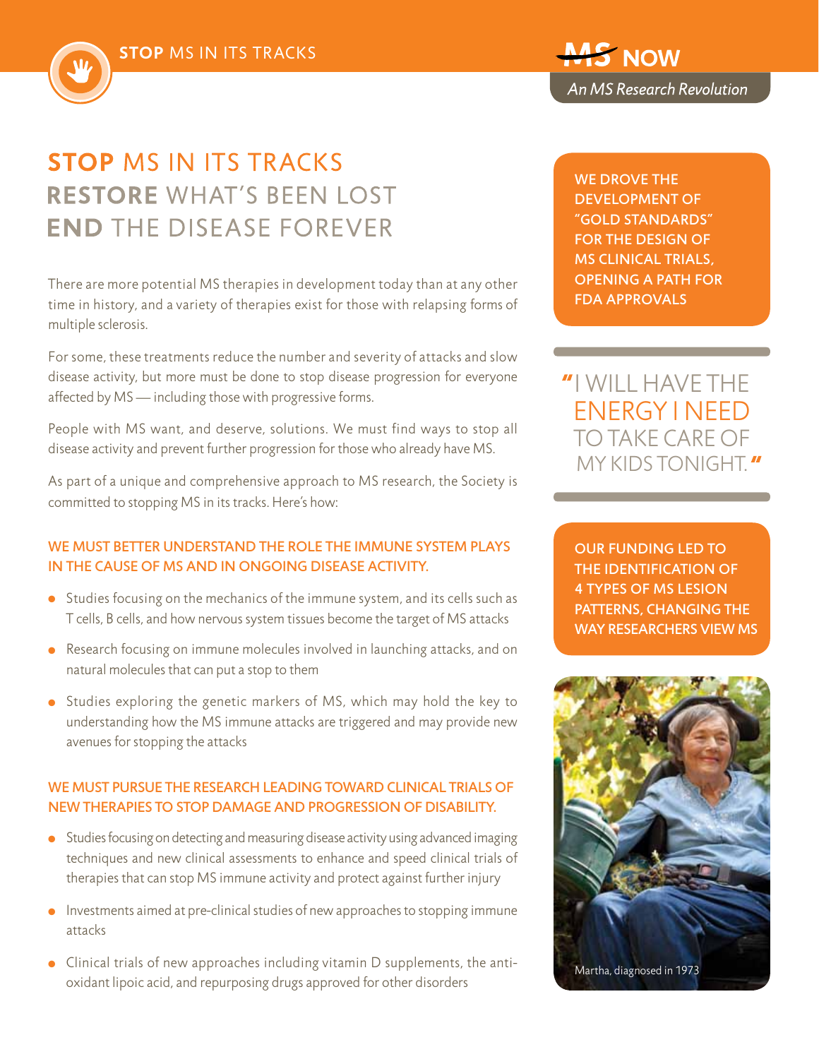# STOP MS IN ITS TRACKS
# RESTORE WHAT'S BEEN LOST
# END THE DISEASE FOREVER

There are more potential MS therapies in development today than at any other time in history, and a variety of therapies exist for those with relapsing forms of multiple sclerosis.

For some, these treatments reduce the number and severity of attacks and slow disease activity, but more must be done to stop disease progression for everyone affected by MS — including those with progressive forms.

People with MS want, and deserve, solutions. We must find ways to stop all disease activity and prevent further progression for those who already have MS.

As part of a unique and comprehensive approach to MS research, the Society is committed to stopping MS in its tracks. Here's how:

### WE MUST BETTER UNDERSTAND THE ROLE THE IMMUNE SYSTEM PLAYS IN THE CAUSE OF MS AND IN ONGOING DISEASE ACTIVITY.

- Studies focusing on the mechanics of the immune system, and its cells such as T cells, B cells, and how nervous system tissues become the target of MS attacks
- Research focusing on immune molecules involved in launching attacks, and on natural molecules that can put a stop to them
- Studies exploring the genetic markers of MS, which may hold the key to understanding how the MS immune attacks are triggered and may provide new avenues for stopping the attacks

### WE MUST PURSUE THE RESEARCH LEADING TOWARD CLINICAL TRIALS OF NEW THERAPIES TO STOP DAMAGE AND PROGRESSION OF DISABILITY.

- Studies focusing on detecting and measuring disease activity using advanced imaging techniques and new clinical assessments to enhance and speed clinical trials of therapies that can stop MS immune activity and protect against further injury
- Investments aimed at pre-clinical studies of new approaches to stopping immune attacks
- Clinical trials of new approaches including vitamin D supplements, the anti-oxidant lipoic acid, and repurposing drugs approved for other disorders

**WE DROVE THE DEVELOPMENT OF "GOLD STANDARDS" FOR THE DESIGN OF MS CLINICAL TRIALS, OPENING A PATH FOR FDA APPROVALS**

> "I WILL HAVE THE ENERGY I NEED TO TAKE CARE OF MY KIDS TONIGHT."

**OUR FUNDING LED TO THE IDENTIFICATION OF 4 TYPES OF MS LESION PATTERNS, CHANGING THE WAY RESEARCHERS VIEW MS**

Martha, diagnosed in 1973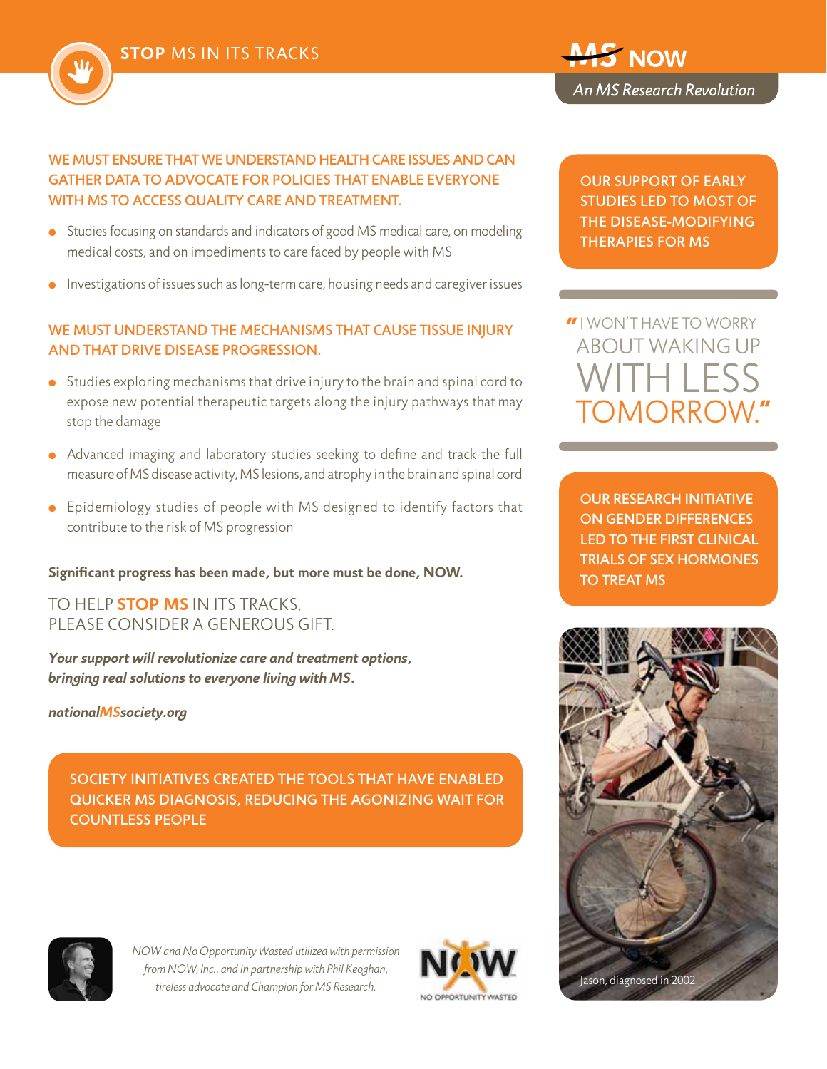STOP MS IN ITS TRACKS

MS NOW
*An MS Research Revolution*

### WE MUST ENSURE THAT WE UNDERSTAND HEALTH CARE ISSUES AND CAN GATHER DATA TO ADVOCATE FOR POLICIES THAT ENABLE EVERYONE WITH MS TO ACCESS QUALITY CARE AND TREATMENT.

- Studies focusing on standards and indicators of good MS medical care, on modeling medical costs, and on impediments to care faced by people with MS
- Investigations of issues such as long-term care, housing needs and caregiver issues

### WE MUST UNDERSTAND THE MECHANISMS THAT CAUSE TISSUE INJURY AND THAT DRIVE DISEASE PROGRESSION.

- Studies exploring mechanisms that drive injury to the brain and spinal cord to expose new potential therapeutic targets along the injury pathways that may stop the damage
- Advanced imaging and laboratory studies seeking to define and track the full measure of MS disease activity, MS lesions, and atrophy in the brain and spinal cord
- Epidemiology studies of people with MS designed to identify factors that contribute to the risk of MS progression

**Significant progress has been made, but more must be done, NOW.**

TO HELP **STOP MS** IN ITS TRACKS,
PLEASE CONSIDER A GENEROUS GIFT.

***Your support will revolutionize care and treatment options, bringing real solutions to everyone living with MS.***

***nationalMSsociety.org***

SOCIETY INITIATIVES CREATED THE TOOLS THAT HAVE ENABLED QUICKER MS DIAGNOSIS, REDUCING THE AGONIZING WAIT FOR COUNTLESS PEOPLE

OUR SUPPORT OF EARLY STUDIES LED TO MOST OF THE DISEASE-MODIFYING THERAPIES FOR MS

"I WON'T HAVE TO WORRY ABOUT WAKING UP WITH LESS TOMORROW."

OUR RESEARCH INITIATIVE ON GENDER DIFFERENCES LED TO THE FIRST CLINICAL TRIALS OF SEX HORMONES TO TREAT MS

Jason, diagnosed in 2002

*NOW and No Opportunity Wasted utilized with permission from NOW, Inc., and in partnership with Phil Keoghan, tireless advocate and Champion for MS Research.*

NOW
NO OPPORTUNITY WASTED